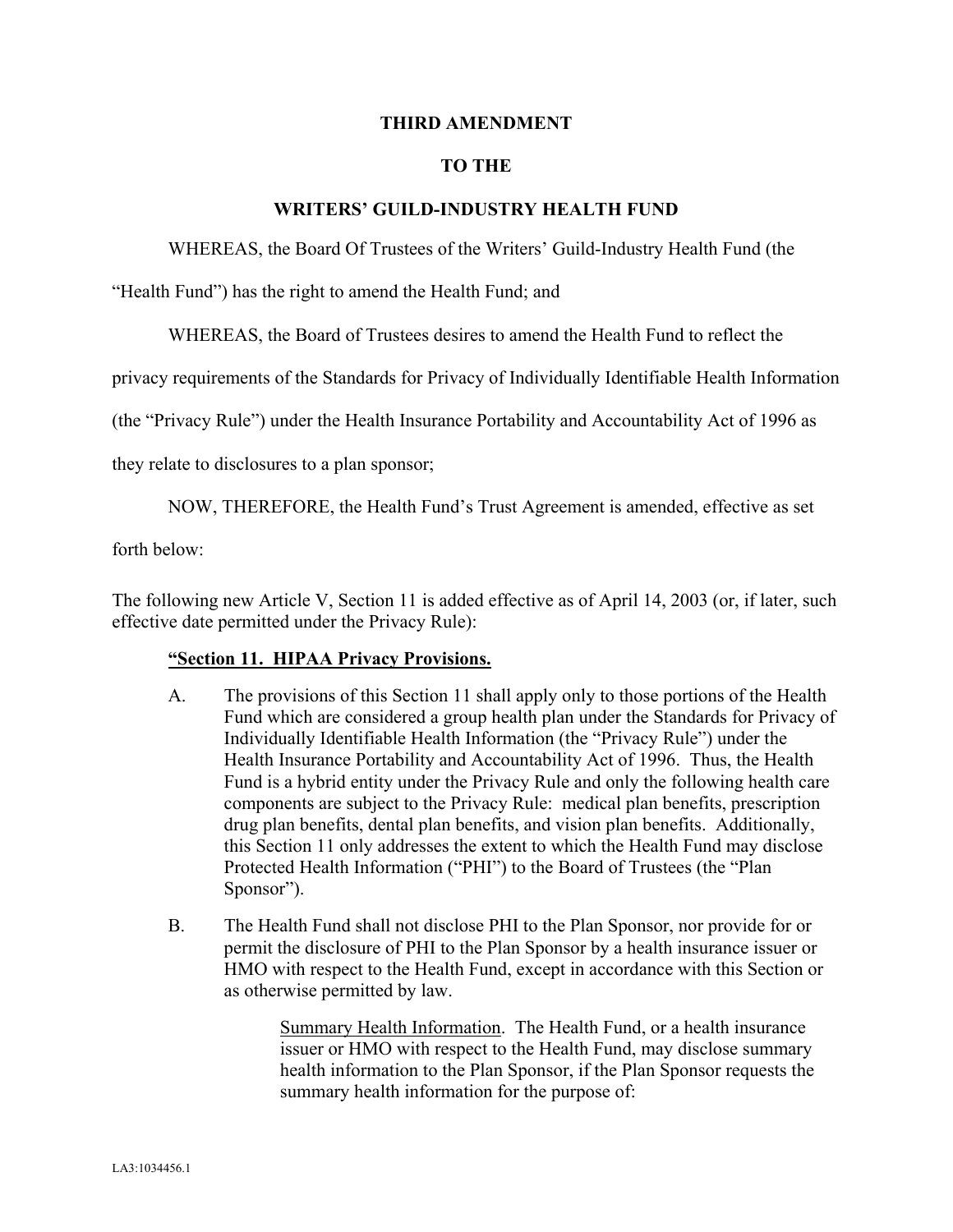# THIRD AMENDMENT

# TO THE

# WRITERS' GUILD-INDUSTRY HEALTH FUND

WHEREAS, the Board Of Trustees of the Writers' Guild-Industry Health Fund (the "Health Fund") has the right to amend the Health Fund; and

WHEREAS, the Board of Trustees desires to amend the Health Fund to reflect the privacy requirements of the Standards for Privacy of Individually Identifiable Health Information (the "Privacy Rule") under the Health Insurance Portability and Accountability Act of 1996 as they relate to disclosures to a plan sponsor;

NOW, THEREFORE, the Health Fund's Trust Agreement is amended, effective as set forth below:

The following new Article V, Section 11 is added effective as of April 14, 2003 (or, if later, such effective date permitted under the Privacy Rule):

**<u>"Section 11. HIPAA Privacy Provisions.</u>**

A. The provisions of this Section 11 shall apply only to those portions of the Health Fund which are considered a group health plan under the Standards for Privacy of Individually Identifiable Health Information (the "Privacy Rule") under the Health Insurance Portability and Accountability Act of 1996. Thus, the Health Fund is a hybrid entity under the Privacy Rule and only the following health care components are subject to the Privacy Rule: medical plan benefits, prescription drug plan benefits, dental plan benefits, and vision plan benefits. Additionally, this Section 11 only addresses the extent to which the Health Fund may disclose Protected Health Information ("PHI") to the Board of Trustees (the "Plan Sponsor").

B. The Health Fund shall not disclose PHI to the Plan Sponsor, nor provide for or permit the disclosure of PHI to the Plan Sponsor by a health insurance issuer or HMO with respect to the Health Fund, except in accordance with this Section or as otherwise permitted by law.

<u>Summary Health Information</u>. The Health Fund, or a health insurance issuer or HMO with respect to the Health Fund, may disclose summary health information to the Plan Sponsor, if the Plan Sponsor requests the summary health information for the purpose of: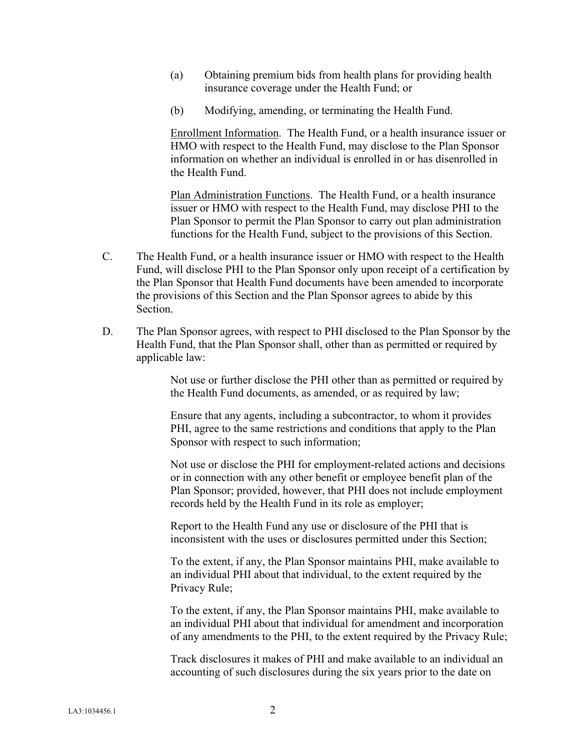(a) Obtaining premium bids from health plans for providing health insurance coverage under the Health Fund; or

(b) Modifying, amending, or terminating the Health Fund.

<u>Enrollment Information</u>. The Health Fund, or a health insurance issuer or HMO with respect to the Health Fund, may disclose to the Plan Sponsor information on whether an individual is enrolled in or has disenrolled in the Health Fund.

<u>Plan Administration Functions</u>. The Health Fund, or a health insurance issuer or HMO with respect to the Health Fund, may disclose PHI to the Plan Sponsor to permit the Plan Sponsor to carry out plan administration functions for the Health Fund, subject to the provisions of this Section.

C. The Health Fund, or a health insurance issuer or HMO with respect to the Health Fund, will disclose PHI to the Plan Sponsor only upon receipt of a certification by the Plan Sponsor that Health Fund documents have been amended to incorporate the provisions of this Section and the Plan Sponsor agrees to abide by this Section.

D. The Plan Sponsor agrees, with respect to PHI disclosed to the Plan Sponsor by the Health Fund, that the Plan Sponsor shall, other than as permitted or required by applicable law:

Not use or further disclose the PHI other than as permitted or required by the Health Fund documents, as amended, or as required by law;

Ensure that any agents, including a subcontractor, to whom it provides PHI, agree to the same restrictions and conditions that apply to the Plan Sponsor with respect to such information;

Not use or disclose the PHI for employment-related actions and decisions or in connection with any other benefit or employee benefit plan of the Plan Sponsor; provided, however, that PHI does not include employment records held by the Health Fund in its role as employer;

Report to the Health Fund any use or disclosure of the PHI that is inconsistent with the uses or disclosures permitted under this Section;

To the extent, if any, the Plan Sponsor maintains PHI, make available to an individual PHI about that individual, to the extent required by the Privacy Rule;

To the extent, if any, the Plan Sponsor maintains PHI, make available to an individual PHI about that individual for amendment and incorporation of any amendments to the PHI, to the extent required by the Privacy Rule;

Track disclosures it makes of PHI and make available to an individual an accounting of such disclosures during the six years prior to the date on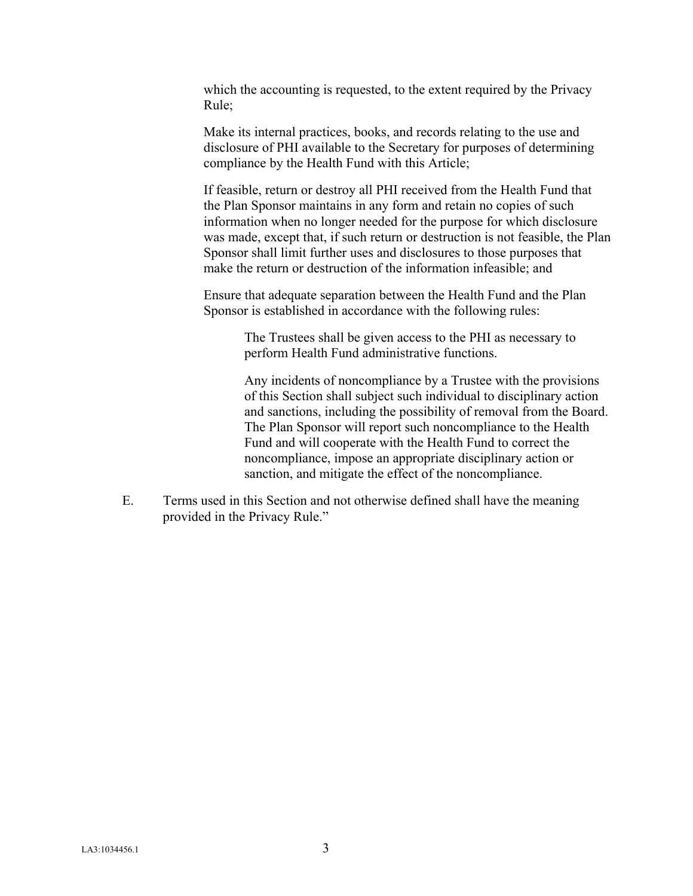which the accounting is requested, to the extent required by the Privacy Rule;

Make its internal practices, books, and records relating to the use and disclosure of PHI available to the Secretary for purposes of determining compliance by the Health Fund with this Article;

If feasible, return or destroy all PHI received from the Health Fund that the Plan Sponsor maintains in any form and retain no copies of such information when no longer needed for the purpose for which disclosure was made, except that, if such return or destruction is not feasible, the Plan Sponsor shall limit further uses and disclosures to those purposes that make the return or destruction of the information infeasible; and

Ensure that adequate separation between the Health Fund and the Plan Sponsor is established in accordance with the following rules:

> The Trustees shall be given access to the PHI as necessary to perform Health Fund administrative functions.
>
> Any incidents of noncompliance by a Trustee with the provisions of this Section shall subject such individual to disciplinary action and sanctions, including the possibility of removal from the Board. The Plan Sponsor will report such noncompliance to the Health Fund and will cooperate with the Health Fund to correct the noncompliance, impose an appropriate disciplinary action or sanction, and mitigate the effect of the noncompliance.

E. Terms used in this Section and not otherwise defined shall have the meaning provided in the Privacy Rule."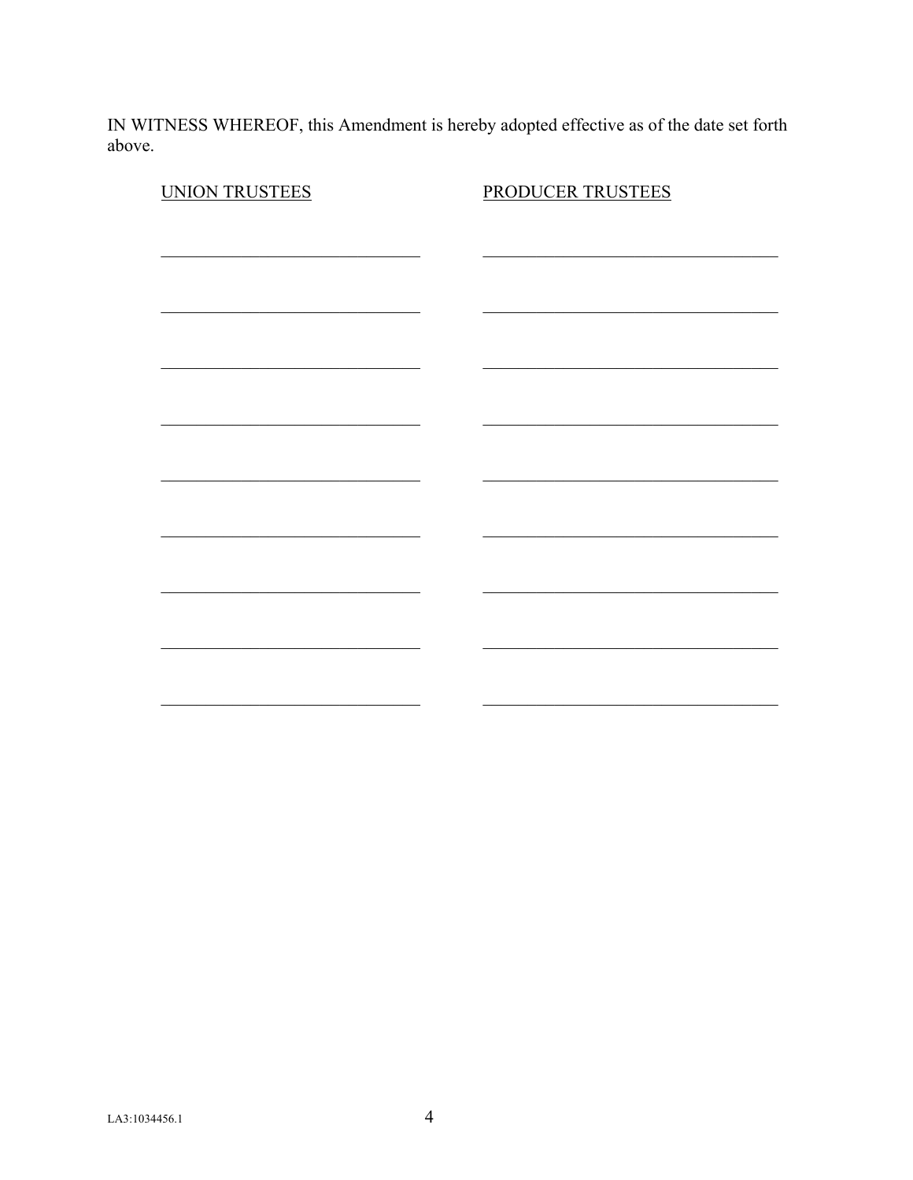IN WITNESS WHEREOF, this Amendment is hereby adopted effective as of the date set forth above.

| <u>UNION TRUSTEES</u> | <u>PRODUCER TRUSTEES</u> |
| --- | --- |
| ______________________________ | ______________________________ |
| ______________________________ | ______________________________ |
| ______________________________ | ______________________________ |
| ______________________________ | ______________________________ |
| ______________________________ | ______________________________ |
| ______________________________ | ______________________________ |
| ______________________________ | ______________________________ |
| ______________________________ | ______________________________ |
| ______________________________ | ______________________________ |

LA3:1034456.1